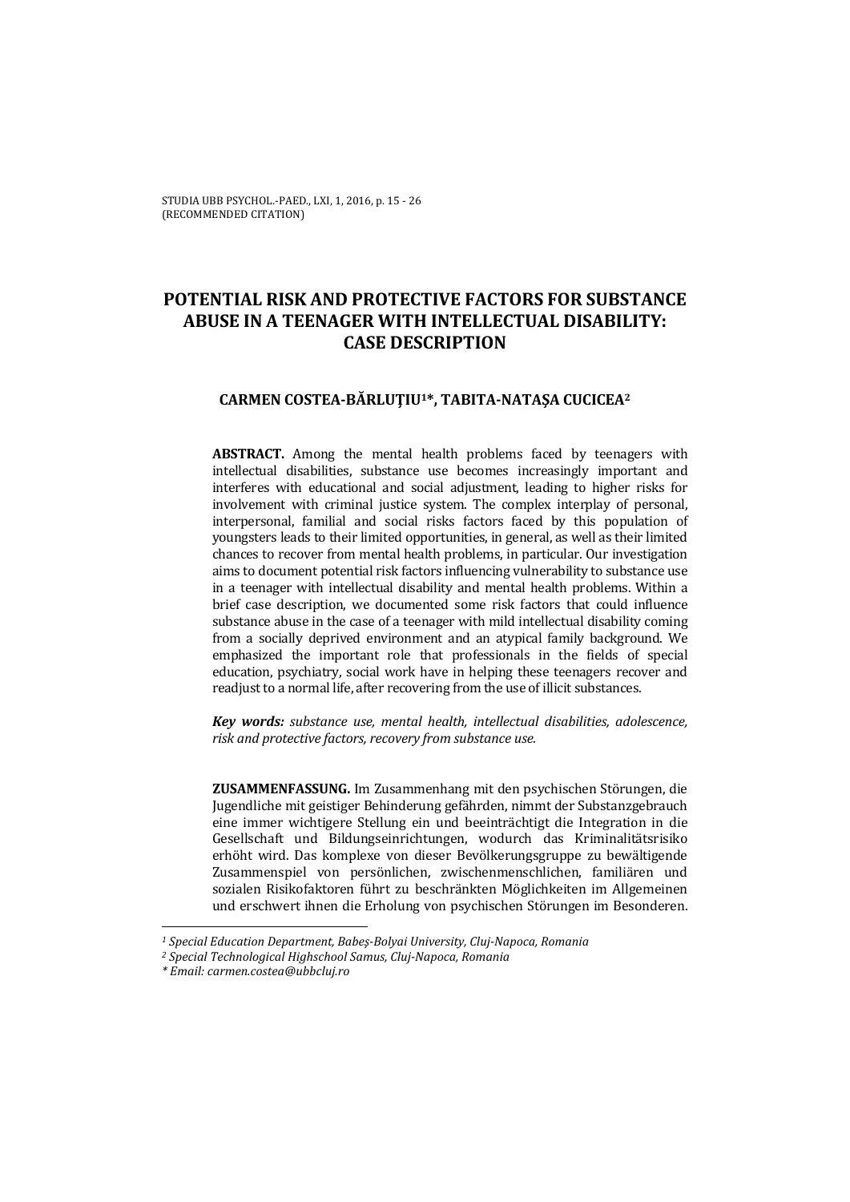STUDIA UBB PSYCHOL.-PAED., LXI, 1, 2016, p. 15 - 26
(RECOMMENDED CITATION)

# POTENTIAL RISK AND PROTECTIVE FACTORS FOR SUBSTANCE ABUSE IN A TEENAGER WITH INTELLECTUAL DISABILITY: CASE DESCRIPTION

**CARMEN COSTEA-BĂRLUȚIU[1]*, TABITA-NATAȘA CUCICEA[2]**

**ABSTRACT.** Among the mental health problems faced by teenagers with intellectual disabilities, substance use becomes increasingly important and interferes with educational and social adjustment, leading to higher risks for involvement with criminal justice system. The complex interplay of personal, interpersonal, familial and social risks factors faced by this population of youngsters leads to their limited opportunities, in general, as well as their limited chances to recover from mental health problems, in particular. Our investigation aims to document potential risk factors influencing vulnerability to substance use in a teenager with intellectual disability and mental health problems. Within a brief case description, we documented some risk factors that could influence substance abuse in the case of a teenager with mild intellectual disability coming from a socially deprived environment and an atypical family background. We emphasized the important role that professionals in the fields of special education, psychiatry, social work have in helping these teenagers recover and readjust to a normal life, after recovering from the use of illicit substances.

***Key words:*** *substance use, mental health, intellectual disabilities, adolescence, risk and protective factors, recovery from substance use.*

**ZUSAMMENFASSUNG.** Im Zusammenhang mit den psychischen Störungen, die Jugendliche mit geistiger Behinderung gefährden, nimmt der Substanzgebrauch eine immer wichtigere Stellung ein und beeinträchtigt die Integration in die Gesellschaft und Bildungseinrichtungen, wodurch das Kriminalitätsrisiko erhöht wird. Das komplexe von dieser Bevölkerungsgruppe zu bewältigende Zusammenspiel von persönlichen, zwischenmenschlichen, familiären und sozialen Risikofaktoren führt zu beschränkten Möglichkeiten im Allgemeinen und erschwert ihnen die Erholung von psychischen Störungen im Besonderen.

---

[1] *Special Education Department, Babeș-Bolyai University, Cluj-Napoca, Romania*
[2] *Special Technological Highschool Samus, Cluj-Napoca, Romania*
\* *Email: carmen.costea@ubbcluj.ro*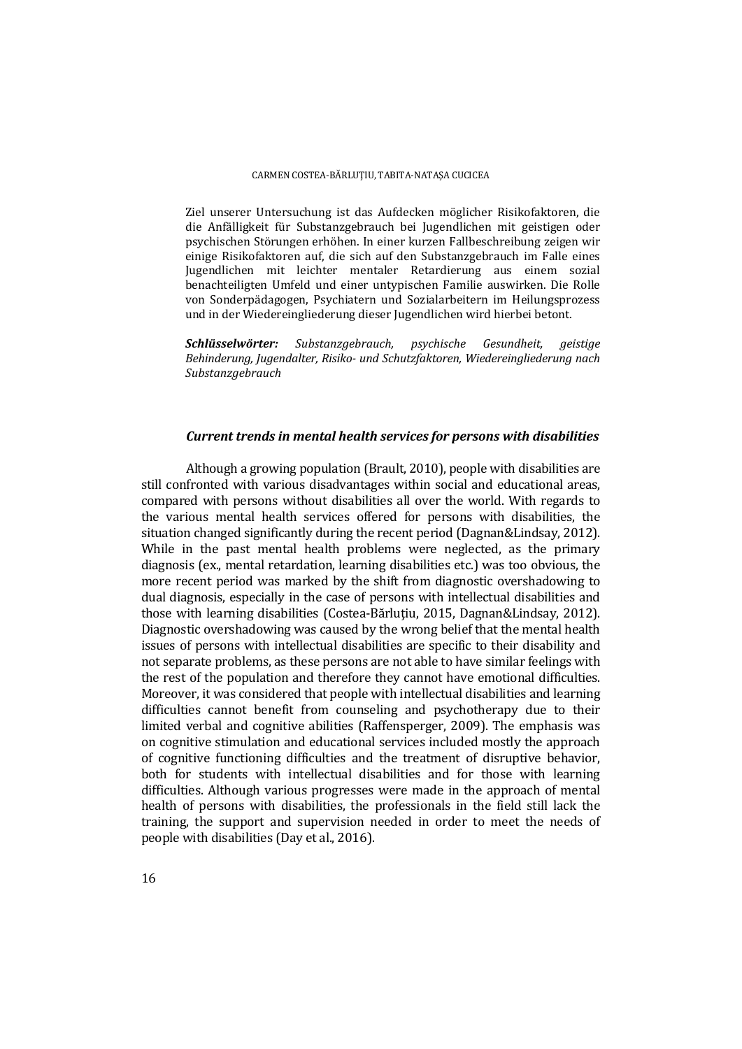Ziel unserer Untersuchung ist das Aufdecken möglicher Risikofaktoren, die die Anfälligkeit für Substanzgebrauch bei Jugendlichen mit geistigen oder psychischen Störungen erhöhen. In einer kurzen Fallbeschreibung zeigen wir einige Risikofaktoren auf, die sich auf den Substanzgebrauch im Falle eines Jugendlichen mit leichter mentaler Retardierung aus einem sozial benachteiligten Umfeld und einer untypischen Familie auswirken. Die Rolle von Sonderpädagogen, Psychiatern und Sozialarbeitern im Heilungsprozess und in der Wiedereingliederung dieser Jugendlichen wird hierbei betont.

***Schlüsselwörter:*** *Substanzgebrauch, psychische Gesundheit, geistige Behinderung, Jugendalter, Risiko- und Schutzfaktoren, Wiedereingliederung nach Substanzgebrauch*

### *Current trends in mental health services for persons with disabilities*

Although a growing population (Brault, 2010), people with disabilities are still confronted with various disadvantages within social and educational areas, compared with persons without disabilities all over the world. With regards to the various mental health services offered for persons with disabilities, the situation changed significantly during the recent period (Dagnan&Lindsay, 2012). While in the past mental health problems were neglected, as the primary diagnosis (ex., mental retardation, learning disabilities etc.) was too obvious, the more recent period was marked by the shift from diagnostic overshadowing to dual diagnosis, especially in the case of persons with intellectual disabilities and those with learning disabilities (Costea-Bărluţiu, 2015, Dagnan&Lindsay, 2012). Diagnostic overshadowing was caused by the wrong belief that the mental health issues of persons with intellectual disabilities are specific to their disability and not separate problems, as these persons are not able to have similar feelings with the rest of the population and therefore they cannot have emotional difficulties. Moreover, it was considered that people with intellectual disabilities and learning difficulties cannot benefit from counseling and psychotherapy due to their limited verbal and cognitive abilities (Raffensperger, 2009). The emphasis was on cognitive stimulation and educational services included mostly the approach of cognitive functioning difficulties and the treatment of disruptive behavior, both for students with intellectual disabilities and for those with learning difficulties. Although various progresses were made in the approach of mental health of persons with disabilities, the professionals in the field still lack the training, the support and supervision needed in order to meet the needs of people with disabilities (Day et al., 2016).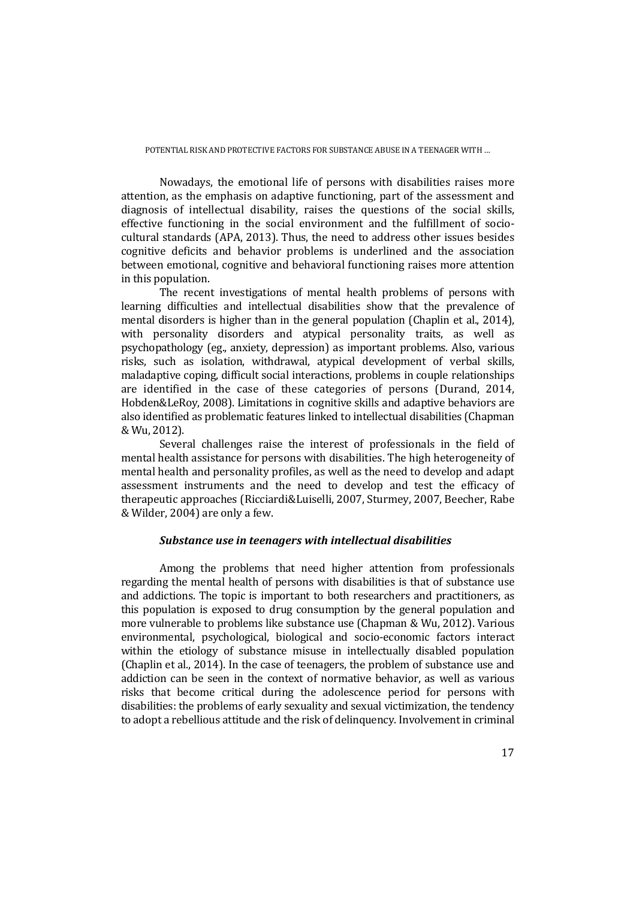Nowadays, the emotional life of persons with disabilities raises more attention, as the emphasis on adaptive functioning, part of the assessment and diagnosis of intellectual disability, raises the questions of the social skills, effective functioning in the social environment and the fulfillment of socio-cultural standards (APA, 2013). Thus, the need to address other issues besides cognitive deficits and behavior problems is underlined and the association between emotional, cognitive and behavioral functioning raises more attention in this population.

The recent investigations of mental health problems of persons with learning difficulties and intellectual disabilities show that the prevalence of mental disorders is higher than in the general population (Chaplin et al., 2014), with personality disorders and atypical personality traits, as well as psychopathology (eg., anxiety, depression) as important problems. Also, various risks, such as isolation, withdrawal, atypical development of verbal skills, maladaptive coping, difficult social interactions, problems in couple relationships are identified in the case of these categories of persons (Durand, 2014, Hobden&LeRoy, 2008). Limitations in cognitive skills and adaptive behaviors are also identified as problematic features linked to intellectual disabilities (Chapman & Wu, 2012).

Several challenges raise the interest of professionals in the field of mental health assistance for persons with disabilities. The high heterogeneity of mental health and personality profiles, as well as the need to develop and adapt assessment instruments and the need to develop and test the efficacy of therapeutic approaches (Ricciardi&Luiselli, 2007, Sturmey, 2007, Beecher, Rabe & Wilder, 2004) are only a few.

### *Substance use in teenagers with intellectual disabilities*

Among the problems that need higher attention from professionals regarding the mental health of persons with disabilities is that of substance use and addictions. The topic is important to both researchers and practitioners, as this population is exposed to drug consumption by the general population and more vulnerable to problems like substance use (Chapman & Wu, 2012). Various environmental, psychological, biological and socio-economic factors interact within the etiology of substance misuse in intellectually disabled population (Chaplin et al., 2014). In the case of teenagers, the problem of substance use and addiction can be seen in the context of normative behavior, as well as various risks that become critical during the adolescence period for persons with disabilities: the problems of early sexuality and sexual victimization, the tendency to adopt a rebellious attitude and the risk of delinquency. Involvement in criminal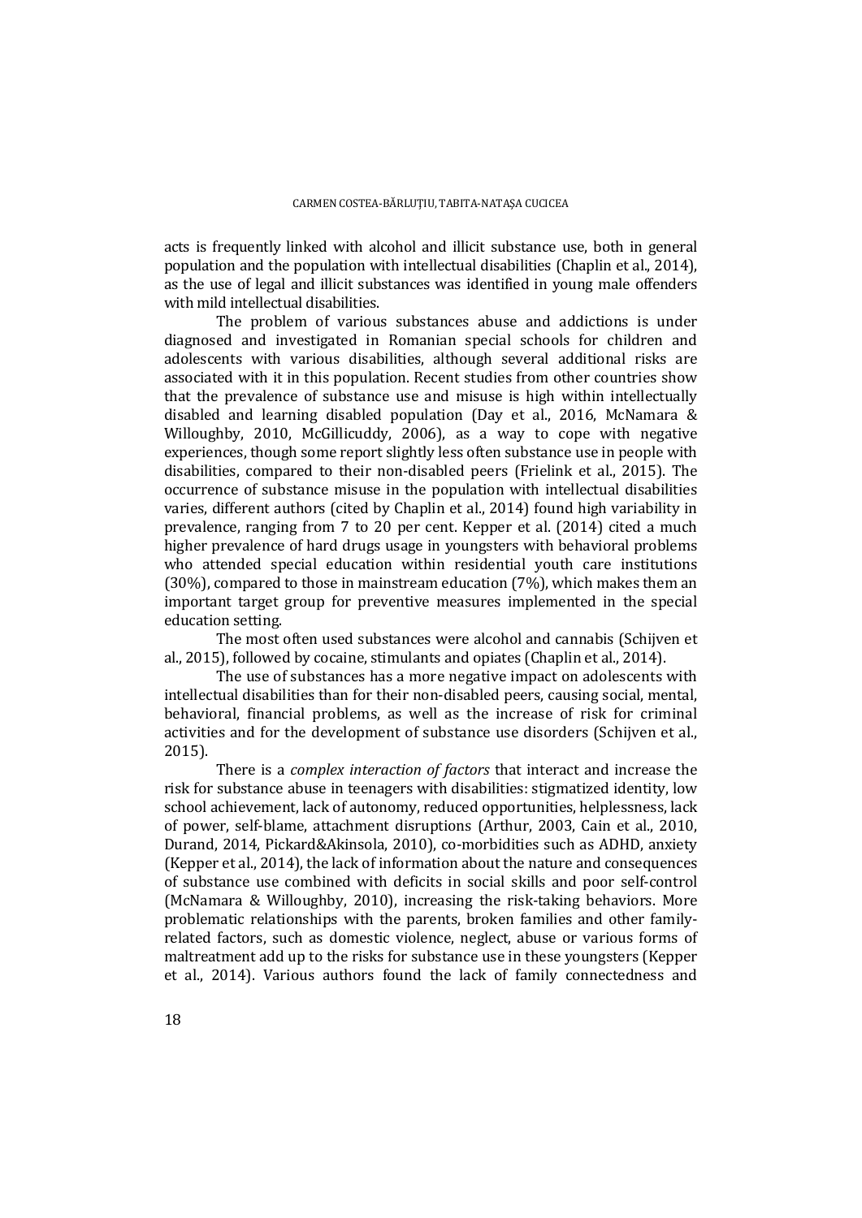acts is frequently linked with alcohol and illicit substance use, both in general population and the population with intellectual disabilities (Chaplin et al., 2014), as the use of legal and illicit substances was identified in young male offenders with mild intellectual disabilities.

The problem of various substances abuse and addictions is under diagnosed and investigated in Romanian special schools for children and adolescents with various disabilities, although several additional risks are associated with it in this population. Recent studies from other countries show that the prevalence of substance use and misuse is high within intellectually disabled and learning disabled population (Day et al., 2016, McNamara & Willoughby, 2010, McGillicuddy, 2006), as a way to cope with negative experiences, though some report slightly less often substance use in people with disabilities, compared to their non-disabled peers (Frielink et al., 2015). The occurrence of substance misuse in the population with intellectual disabilities varies, different authors (cited by Chaplin et al., 2014) found high variability in prevalence, ranging from 7 to 20 per cent. Kepper et al. (2014) cited a much higher prevalence of hard drugs usage in youngsters with behavioral problems who attended special education within residential youth care institutions (30%), compared to those in mainstream education (7%), which makes them an important target group for preventive measures implemented in the special education setting.

The most often used substances were alcohol and cannabis (Schijven et al., 2015), followed by cocaine, stimulants and opiates (Chaplin et al., 2014).

The use of substances has a more negative impact on adolescents with intellectual disabilities than for their non-disabled peers, causing social, mental, behavioral, financial problems, as well as the increase of risk for criminal activities and for the development of substance use disorders (Schijven et al., 2015).

There is a *complex interaction of factors* that interact and increase the risk for substance abuse in teenagers with disabilities: stigmatized identity, low school achievement, lack of autonomy, reduced opportunities, helplessness, lack of power, self-blame, attachment disruptions (Arthur, 2003, Cain et al., 2010, Durand, 2014, Pickard&Akinsola, 2010), co-morbidities such as ADHD, anxiety (Kepper et al., 2014), the lack of information about the nature and consequences of substance use combined with deficits in social skills and poor self-control (McNamara & Willoughby, 2010), increasing the risk-taking behaviors. More problematic relationships with the parents, broken families and other family-related factors, such as domestic violence, neglect, abuse or various forms of maltreatment add up to the risks for substance use in these youngsters (Kepper et al., 2014). Various authors found the lack of family connectedness and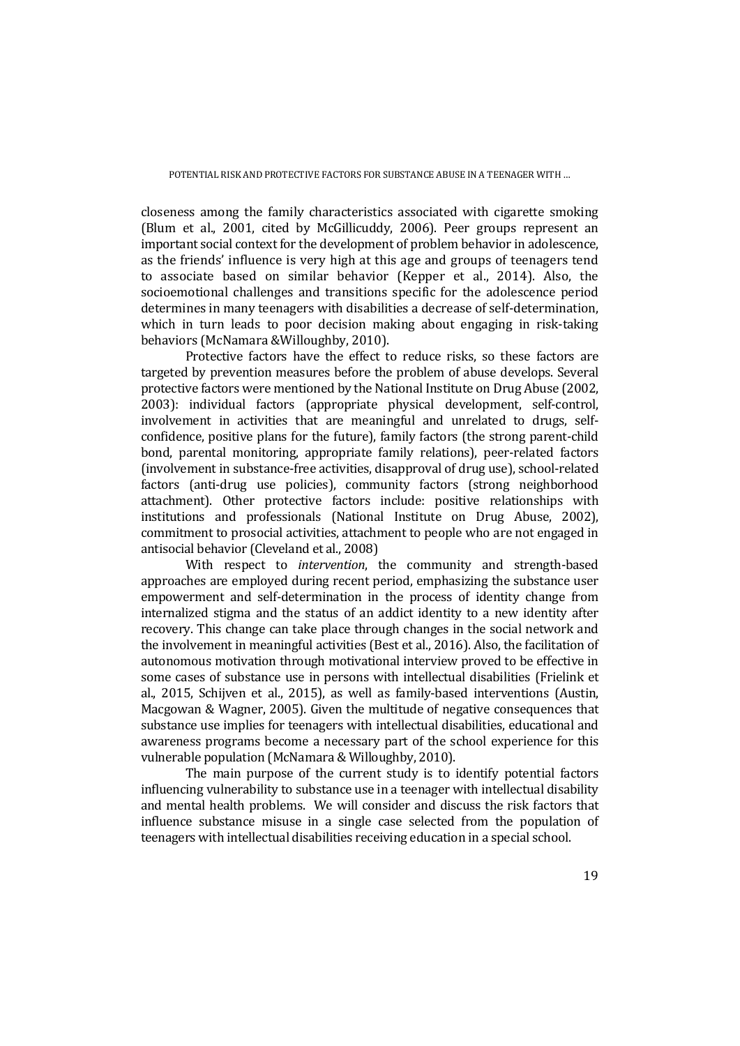closeness among the family characteristics associated with cigarette smoking (Blum et al., 2001, cited by McGillicuddy, 2006). Peer groups represent an important social context for the development of problem behavior in adolescence, as the friends' influence is very high at this age and groups of teenagers tend to associate based on similar behavior (Kepper et al., 2014). Also, the socioemotional challenges and transitions specific for the adolescence period determines in many teenagers with disabilities a decrease of self-determination, which in turn leads to poor decision making about engaging in risk-taking behaviors (McNamara &Willoughby, 2010).

Protective factors have the effect to reduce risks, so these factors are targeted by prevention measures before the problem of abuse develops. Several protective factors were mentioned by the National Institute on Drug Abuse (2002, 2003): individual factors (appropriate physical development, self-control, involvement in activities that are meaningful and unrelated to drugs, self-confidence, positive plans for the future), family factors (the strong parent-child bond, parental monitoring, appropriate family relations), peer-related factors (involvement in substance-free activities, disapproval of drug use), school-related factors (anti-drug use policies), community factors (strong neighborhood attachment). Other protective factors include: positive relationships with institutions and professionals (National Institute on Drug Abuse, 2002), commitment to prosocial activities, attachment to people who are not engaged in antisocial behavior (Cleveland et al., 2008)

With respect to *intervention*, the community and strength-based approaches are employed during recent period, emphasizing the substance user empowerment and self-determination in the process of identity change from internalized stigma and the status of an addict identity to a new identity after recovery. This change can take place through changes in the social network and the involvement in meaningful activities (Best et al., 2016). Also, the facilitation of autonomous motivation through motivational interview proved to be effective in some cases of substance use in persons with intellectual disabilities (Frielink et al., 2015, Schijven et al., 2015), as well as family-based interventions (Austin, Macgowan & Wagner, 2005). Given the multitude of negative consequences that substance use implies for teenagers with intellectual disabilities, educational and awareness programs become a necessary part of the school experience for this vulnerable population (McNamara & Willoughby, 2010).

The main purpose of the current study is to identify potential factors influencing vulnerability to substance use in a teenager with intellectual disability and mental health problems. We will consider and discuss the risk factors that influence substance misuse in a single case selected from the population of teenagers with intellectual disabilities receiving education in a special school.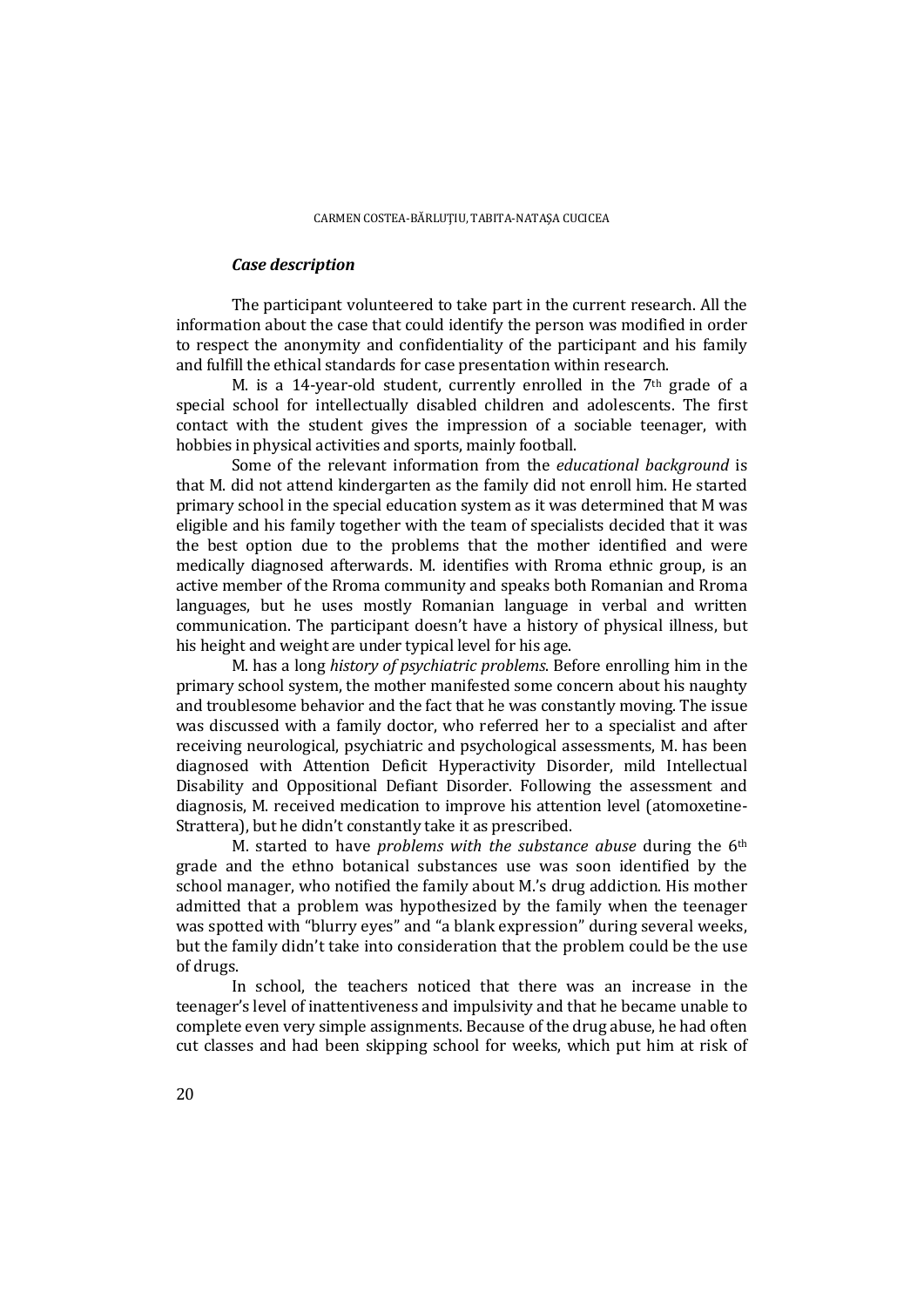### *Case description*

The participant volunteered to take part in the current research. All the information about the case that could identify the person was modified in order to respect the anonymity and confidentiality of the participant and his family and fulfill the ethical standards for case presentation within research.

M. is a 14-year-old student, currently enrolled in the 7th grade of a special school for intellectually disabled children and adolescents. The first contact with the student gives the impression of a sociable teenager, with hobbies in physical activities and sports, mainly football.

Some of the relevant information from the *educational background* is that M. did not attend kindergarten as the family did not enroll him. He started primary school in the special education system as it was determined that M was eligible and his family together with the team of specialists decided that it was the best option due to the problems that the mother identified and were medically diagnosed afterwards. M. identifies with Rroma ethnic group, is an active member of the Rroma community and speaks both Romanian and Rroma languages, but he uses mostly Romanian language in verbal and written communication. The participant doesn't have a history of physical illness, but his height and weight are under typical level for his age.

M. has a long *history of psychiatric problems*. Before enrolling him in the primary school system, the mother manifested some concern about his naughty and troublesome behavior and the fact that he was constantly moving. The issue was discussed with a family doctor, who referred her to a specialist and after receiving neurological, psychiatric and psychological assessments, M. has been diagnosed with Attention Deficit Hyperactivity Disorder, mild Intellectual Disability and Oppositional Defiant Disorder. Following the assessment and diagnosis, M. received medication to improve his attention level (atomoxetine-Strattera), but he didn't constantly take it as prescribed.

M. started to have *problems with the substance abuse* during the 6th grade and the ethno botanical substances use was soon identified by the school manager, who notified the family about M.'s drug addiction. His mother admitted that a problem was hypothesized by the family when the teenager was spotted with "blurry eyes" and "a blank expression" during several weeks, but the family didn't take into consideration that the problem could be the use of drugs.

In school, the teachers noticed that there was an increase in the teenager's level of inattentiveness and impulsivity and that he became unable to complete even very simple assignments. Because of the drug abuse, he had often cut classes and had been skipping school for weeks, which put him at risk of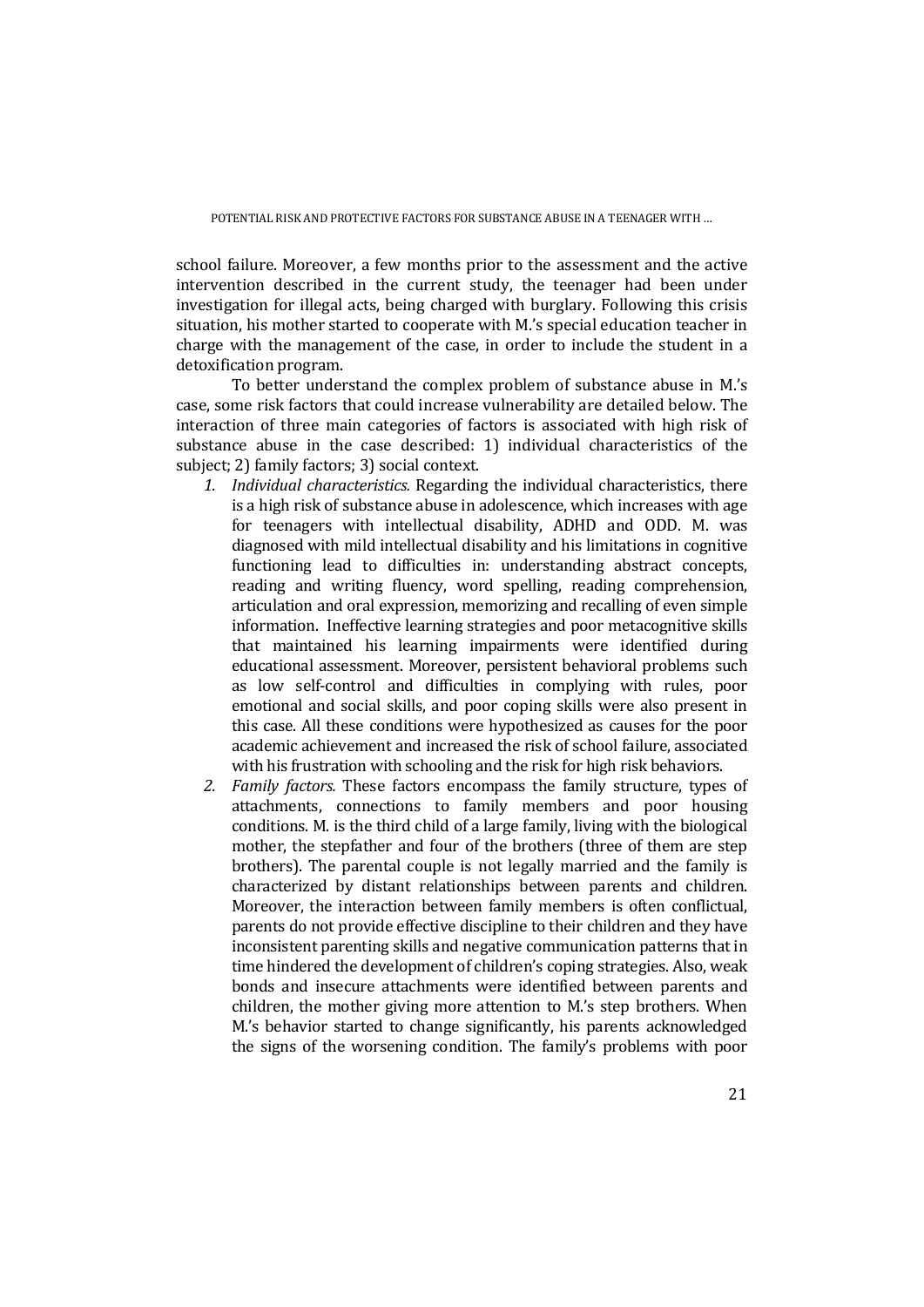school failure. Moreover, a few months prior to the assessment and the active intervention described in the current study, the teenager had been under investigation for illegal acts, being charged with burglary. Following this crisis situation, his mother started to cooperate with M.'s special education teacher in charge with the management of the case, in order to include the student in a detoxification program.

To better understand the complex problem of substance abuse in M.'s case, some risk factors that could increase vulnerability are detailed below. The interaction of three main categories of factors is associated with high risk of substance abuse in the case described: 1) individual characteristics of the subject; 2) family factors; 3) social context.

1. *Individual characteristics.* Regarding the individual characteristics, there is a high risk of substance abuse in adolescence, which increases with age for teenagers with intellectual disability, ADHD and ODD. M. was diagnosed with mild intellectual disability and his limitations in cognitive functioning lead to difficulties in: understanding abstract concepts, reading and writing fluency, word spelling, reading comprehension, articulation and oral expression, memorizing and recalling of even simple information. Ineffective learning strategies and poor metacognitive skills that maintained his learning impairments were identified during educational assessment. Moreover, persistent behavioral problems such as low self-control and difficulties in complying with rules, poor emotional and social skills, and poor coping skills were also present in this case. All these conditions were hypothesized as causes for the poor academic achievement and increased the risk of school failure, associated with his frustration with schooling and the risk for high risk behaviors.
2. *Family factors.* These factors encompass the family structure, types of attachments, connections to family members and poor housing conditions. M. is the third child of a large family, living with the biological mother, the stepfather and four of the brothers (three of them are step brothers). The parental couple is not legally married and the family is characterized by distant relationships between parents and children. Moreover, the interaction between family members is often conflictual, parents do not provide effective discipline to their children and they have inconsistent parenting skills and negative communication patterns that in time hindered the development of children's coping strategies. Also, weak bonds and insecure attachments were identified between parents and children, the mother giving more attention to M.'s step brothers. When M.'s behavior started to change significantly, his parents acknowledged the signs of the worsening condition. The family's problems with poor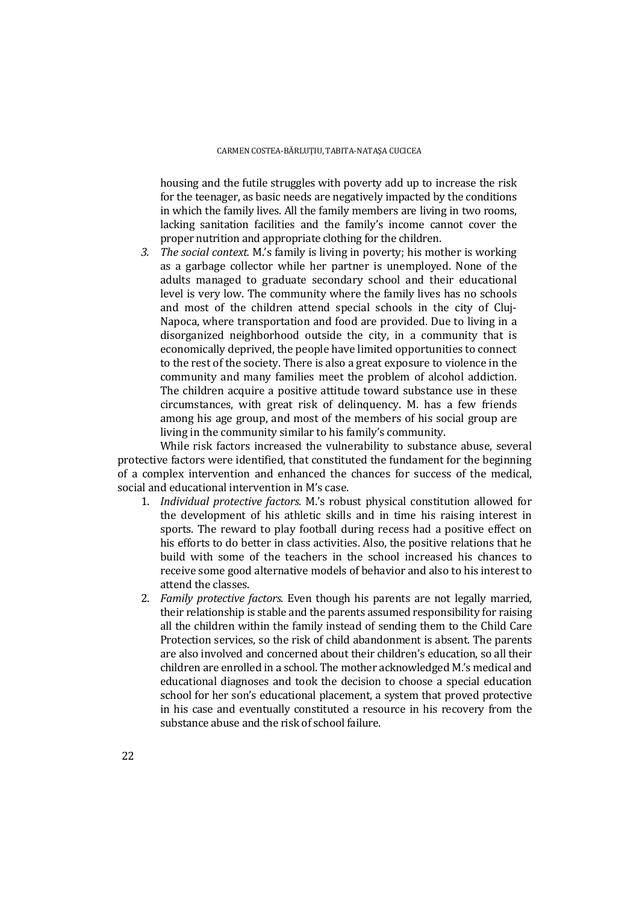housing and the futile struggles with poverty add up to increase the risk for the teenager, as basic needs are negatively impacted by the conditions in which the family lives. All the family members are living in two rooms, lacking sanitation facilities and the family's income cannot cover the proper nutrition and appropriate clothing for the children.

3. *The social context.* M.'s family is living in poverty; his mother is working as a garbage collector while her partner is unemployed. None of the adults managed to graduate secondary school and their educational level is very low. The community where the family lives has no schools and most of the children attend special schools in the city of Cluj-Napoca, where transportation and food are provided. Due to living in a disorganized neighborhood outside the city, in a community that is economically deprived, the people have limited opportunities to connect to the rest of the society. There is also a great exposure to violence in the community and many families meet the problem of alcohol addiction. The children acquire a positive attitude toward substance use in these circumstances, with great risk of delinquency. M. has a few friends among his age group, and most of the members of his social group are living in the community similar to his family's community.

While risk factors increased the vulnerability to substance abuse, several protective factors were identified, that constituted the fundament for the beginning of a complex intervention and enhanced the chances for success of the medical, social and educational intervention in M's case.

1. *Individual protective factors.* M.'s robust physical constitution allowed for the development of his athletic skills and in time his raising interest in sports. The reward to play football during recess had a positive effect on his efforts to do better in class activities. Also, the positive relations that he build with some of the teachers in the school increased his chances to receive some good alternative models of behavior and also to his interest to attend the classes.
2. *Family protective factors.* Even though his parents are not legally married, their relationship is stable and the parents assumed responsibility for raising all the children within the family instead of sending them to the Child Care Protection services, so the risk of child abandonment is absent. The parents are also involved and concerned about their children's education, so all their children are enrolled in a school. The mother acknowledged M.'s medical and educational diagnoses and took the decision to choose a special education school for her son's educational placement, a system that proved protective in his case and eventually constituted a resource in his recovery from the substance abuse and the risk of school failure.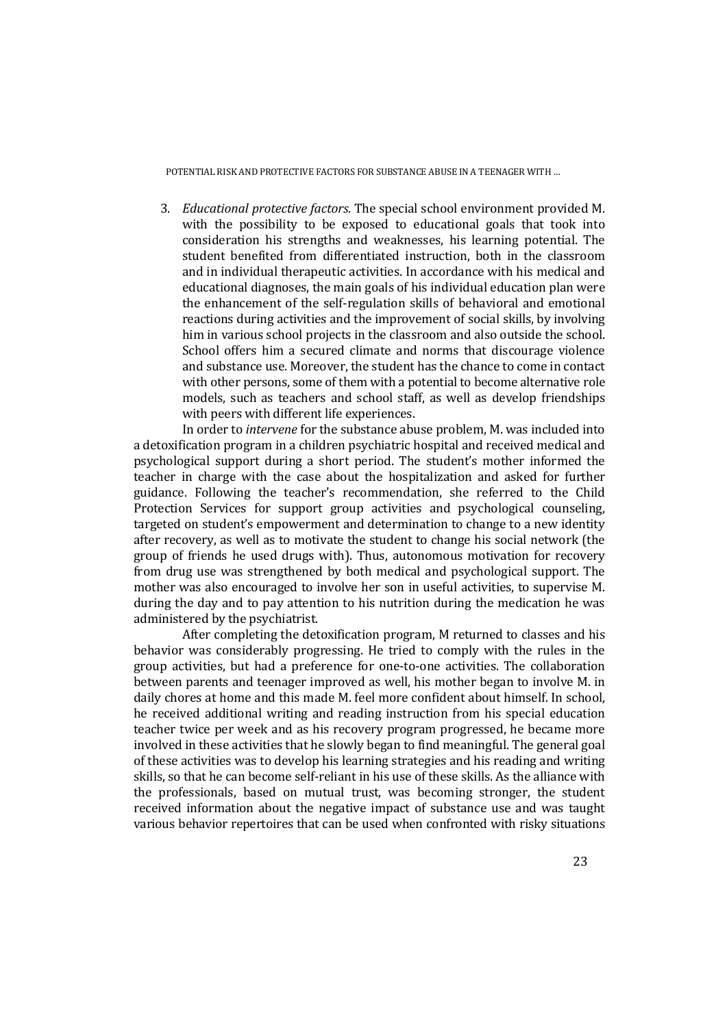3. *Educational protective factors*. The special school environment provided M. with the possibility to be exposed to educational goals that took into consideration his strengths and weaknesses, his learning potential. The student benefited from differentiated instruction, both in the classroom and in individual therapeutic activities. In accordance with his medical and educational diagnoses, the main goals of his individual education plan were the enhancement of the self-regulation skills of behavioral and emotional reactions during activities and the improvement of social skills, by involving him in various school projects in the classroom and also outside the school. School offers him a secured climate and norms that discourage violence and substance use. Moreover, the student has the chance to come in contact with other persons, some of them with a potential to become alternative role models, such as teachers and school staff, as well as develop friendships with peers with different life experiences.

In order to *intervene* for the substance abuse problem, M. was included into a detoxification program in a children psychiatric hospital and received medical and psychological support during a short period. The student's mother informed the teacher in charge with the case about the hospitalization and asked for further guidance. Following the teacher's recommendation, she referred to the Child Protection Services for support group activities and psychological counseling, targeted on student's empowerment and determination to change to a new identity after recovery, as well as to motivate the student to change his social network (the group of friends he used drugs with). Thus, autonomous motivation for recovery from drug use was strengthened by both medical and psychological support. The mother was also encouraged to involve her son in useful activities, to supervise M. during the day and to pay attention to his nutrition during the medication he was administered by the psychiatrist.

After completing the detoxification program, M returned to classes and his behavior was considerably progressing. He tried to comply with the rules in the group activities, but had a preference for one-to-one activities. The collaboration between parents and teenager improved as well, his mother began to involve M. in daily chores at home and this made M. feel more confident about himself. In school, he received additional writing and reading instruction from his special education teacher twice per week and as his recovery program progressed, he became more involved in these activities that he slowly began to find meaningful. The general goal of these activities was to develop his learning strategies and his reading and writing skills, so that he can become self-reliant in his use of these skills. As the alliance with the professionals, based on mutual trust, was becoming stronger, the student received information about the negative impact of substance use and was taught various behavior repertoires that can be used when confronted with risky situations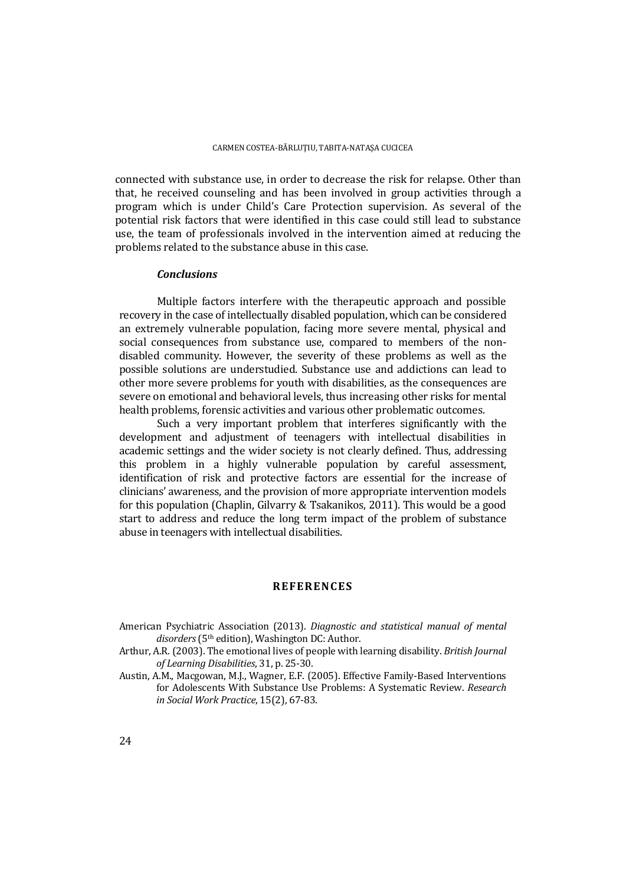connected with substance use, in order to decrease the risk for relapse. Other than that, he received counseling and has been involved in group activities through a program which is under Child's Care Protection supervision. As several of the potential risk factors that were identified in this case could still lead to substance use, the team of professionals involved in the intervention aimed at reducing the problems related to the substance abuse in this case.

### *Conclusions*

Multiple factors interfere with the therapeutic approach and possible recovery in the case of intellectually disabled population, which can be considered an extremely vulnerable population, facing more severe mental, physical and social consequences from substance use, compared to members of the non-disabled community. However, the severity of these problems as well as the possible solutions are understudied. Substance use and addictions can lead to other more severe problems for youth with disabilities, as the consequences are severe on emotional and behavioral levels, thus increasing other risks for mental health problems, forensic activities and various other problematic outcomes.

Such a very important problem that interferes significantly with the development and adjustment of teenagers with intellectual disabilities in academic settings and the wider society is not clearly defined. Thus, addressing this problem in a highly vulnerable population by careful assessment, identification of risk and protective factors are essential for the increase of clinicians' awareness, and the provision of more appropriate intervention models for this population (Chaplin, Gilvarry & Tsakanikos, 2011). This would be a good start to address and reduce the long term impact of the problem of substance abuse in teenagers with intellectual disabilities.

## **REFERENCES**

American Psychiatric Association (2013). *Diagnostic and statistical manual of mental disorders* (5th edition), Washington DC: Author.

Arthur, A.R. (2003). The emotional lives of people with learning disability. *British Journal of Learning Disabilities*, 31, p. 25-30.

Austin, A.M., Macgowan, M.J., Wagner, E.F. (2005). Effective Family-Based Interventions for Adolescents With Substance Use Problems: A Systematic Review. *Research in Social Work Practice*, 15(2), 67-83.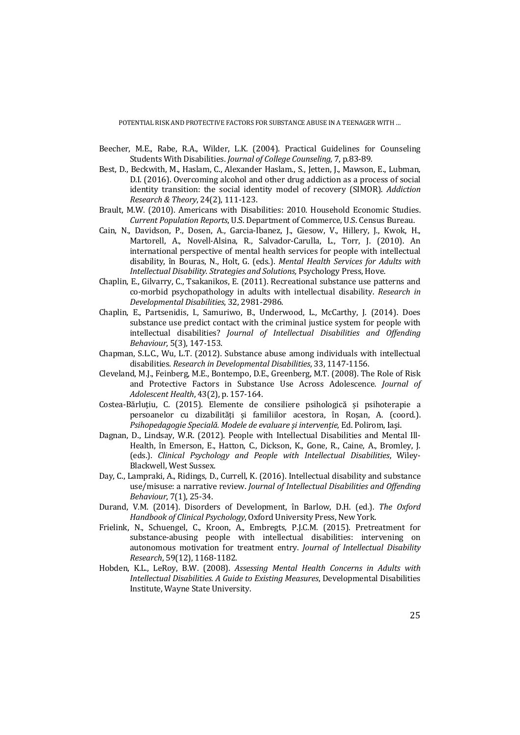Beecher, M.E., Rabe, R.A., Wilder, L.K. (2004). Practical Guidelines for Counseling Students With Disabilities. *Journal of College Counseling*, 7, p.83-89.

Best, D., Beckwith, M., Haslam, C., Alexander Haslam., S., Jetten, J., Mawson, E., Lubman, D.I. (2016). Overcoming alcohol and other drug addiction as a process of social identity transition: the social identity model of recovery (SIMOR). *Addiction Research & Theory*, 24(2), 111-123.

Brault, M.W. (2010). Americans with Disabilities: 2010. Household Economic Studies. *Current Population Reports*, U.S. Department of Commerce, U.S. Census Bureau.

Cain, N., Davidson, P., Dosen, A., Garcia-Ibanez, J., Giesow, V., Hillery, J., Kwok, H., Martorell, A., Novell-Alsina, R., Salvador-Carulla, L., Torr, J. (2010). An international perspective of mental health services for people with intellectual disability, în Bouras, N., Holt, G. (eds.). *Mental Health Services for Adults with Intellectual Disability. Strategies and Solutions*, Psychology Press, Hove.

Chaplin, E., Gilvarry, C., Tsakanikos, E. (2011). Recreational substance use patterns and co-morbid psychopathology in adults with intellectual disability. *Research in Developmental Disabilities*, 32, 2981-2986.

Chaplin, E., Partsenidis, I., Samuriwo, B., Underwood, L., McCarthy, J. (2014). Does substance use predict contact with the criminal justice system for people with intellectual disabilities? *Journal of Intellectual Disabilities and Offending Behaviour*, 5(3), 147-153.

Chapman, S.L.C., Wu, L.T. (2012). Substance abuse among individuals with intellectual disabilities. *Research in Developmental Disabilities*, 33, 1147-1156.

Cleveland, M.J., Feinberg, M.E., Bontempo, D.E., Greenberg, M.T. (2008). The Role of Risk and Protective Factors in Substance Use Across Adolescence. *Journal of Adolescent Health*, 43(2), p. 157-164.

Costea-Bărluțiu, C. (2015). Elemente de consiliere psihologică și psihoterapie a persoanelor cu dizabilități și familiilor acestora, în Roșan, A. (coord.). *Psihopedagogie Specială. Modele de evaluare și intervenție*, Ed. Polirom, Iași.

Dagnan, D., Lindsay, W.R. (2012). People with Intellectual Disabilities and Mental Ill-Health, în Emerson, E., Hatton, C., Dickson, K., Gone, R., Caine, A., Bromley, J. (eds.). *Clinical Psychology and People with Intellectual Disabilities*, Wiley-Blackwell, West Sussex.

Day, C., Lampraki, A., Ridings, D., Currell, K. (2016). Intellectual disability and substance use/misuse: a narrative review. *Journal of Intellectual Disabilities and Offending Behaviour*, 7(1), 25-34.

Durand, V.M. (2014). Disorders of Development, în Barlow, D.H. (ed.). *The Oxford Handbook of Clinical Psychology*, Oxford University Press, New York.

Frielink, N., Schuengel, C., Kroon, A., Embregts, P.J.C.M. (2015). Pretreatment for substance-abusing people with intellectual disabilities: intervening on autonomous motivation for treatment entry. *Journal of Intellectual Disability Research*, 59(12), 1168-1182.

Hobden, K.L., LeRoy, B.W. (2008). *Assessing Mental Health Concerns in Adults with Intellectual Disabilities. A Guide to Existing Measures*, Developmental Disabilities Institute, Wayne State University.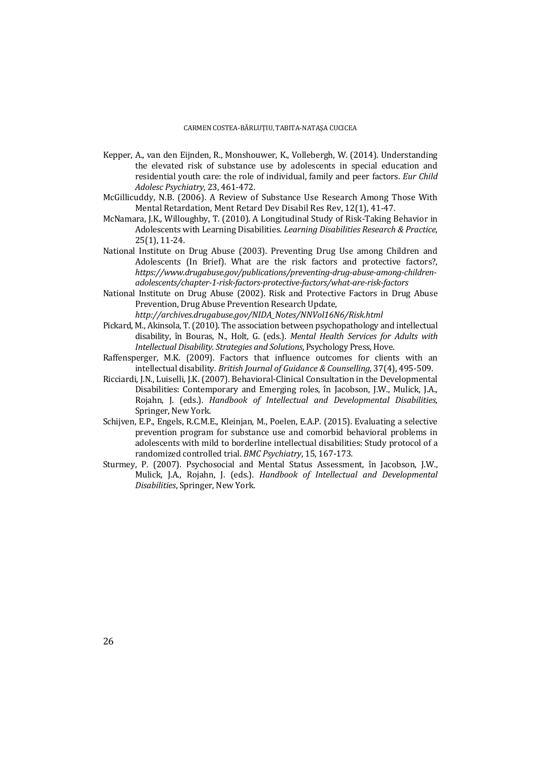Kepper, A., van den Eijnden, R., Monshouwer, K., Vollebergh, W. (2014). Understanding the elevated risk of substance use by adolescents in special education and residential youth care: the role of individual, family and peer factors. *Eur Child Adolesc Psychiatry*, 23, 461-472.

McGillicuddy, N.B. (2006). A Review of Substance Use Research Among Those With Mental Retardation, Ment Retard Dev Disabil Res Rev, 12(1), 41-47.

McNamara, J.K., Willoughby, T. (2010). A Longitudinal Study of Risk-Taking Behavior in Adolescents with Learning Disabilities. *Learning Disabilities Research & Practice*, 25(1), 11-24.

National Institute on Drug Abuse (2003). Preventing Drug Use among Children and Adolescents (In Brief). What are the risk factors and protective factors?, *https://www.drugabuse.gov/publications/preventing-drug-abuse-among-children-adolescents/chapter-1-risk-factors-protective-factors/what-are-risk-factors*

National Institute on Drug Abuse (2002). Risk and Protective Factors in Drug Abuse Prevention, Drug Abuse Prevention Research Update, *http://archives.drugabuse.gov/NIDA_Notes/NNVol16N6/Risk.html*

Pickard, M., Akinsola, T. (2010). The association between psychopathology and intellectual disability, în Bouras, N., Holt, G. (eds.). *Mental Health Services for Adults with Intellectual Disability. Strategies and Solutions*, Psychology Press, Hove.

Raffensperger, M.K. (2009). Factors that influence outcomes for clients with an intellectual disability. *British Journal of Guidance & Counselling*, 37(4), 495-509.

Ricciardi, J.N., Luiselli, J.K. (2007). Behavioral-Clinical Consultation in the Developmental Disabilities: Contemporary and Emerging roles, în Jacobson, J.W., Mulick, J.A., Rojahn, J. (eds.). *Handbook of Intellectual and Developmental Disabilities*, Springer, New York.

Schijven, E.P., Engels, R.C.M.E., Kleinjan, M., Poelen, E.A.P. (2015). Evaluating a selective prevention program for substance use and comorbid behavioral problems in adolescents with mild to borderline intellectual disabilities: Study protocol of a randomized controlled trial. *BMC Psychiatry*, 15, 167-173.

Sturmey, P. (2007). Psychosocial and Mental Status Assessment, în Jacobson, J.W., Mulick, J.A., Rojahn, J. (eds.). *Handbook of Intellectual and Developmental Disabilities*, Springer, New York.